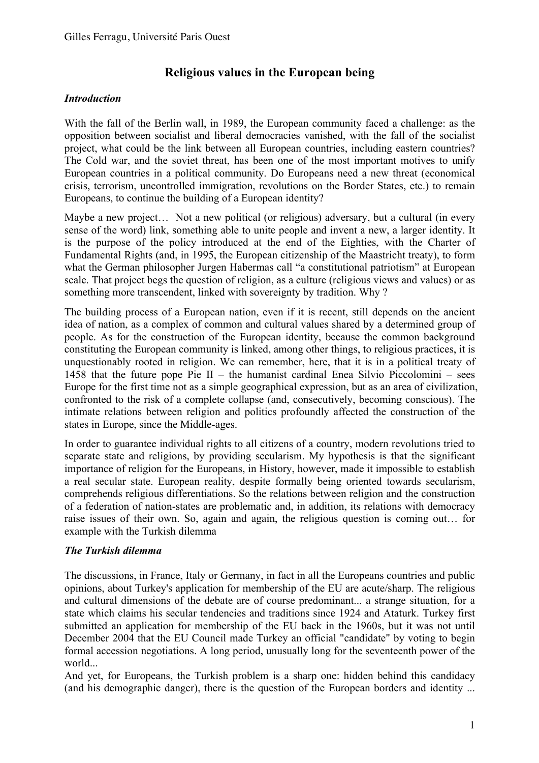Gilles Ferragu, Université Paris Ouest

# Religious values in the European being

### *Introduction*

With the fall of the Berlin wall, in 1989, the European community faced a challenge: as the opposition between socialist and liberal democracies vanished, with the fall of the socialist project, what could be the link between all European countries, including eastern countries? The Cold war, and the soviet threat, has been one of the most important motives to unify European countries in a political community. Do Europeans need a new threat (economical crisis, terrorism, uncontrolled immigration, revolutions on the Border States, etc.) to remain Europeans, to continue the building of a European identity?

Maybe a new project… Not a new political (or religious) adversary, but a cultural (in every sense of the word) link, something able to unite people and invent a new, a larger identity. It is the purpose of the policy introduced at the end of the Eighties, with the Charter of Fundamental Rights (and, in 1995, the European citizenship of the Maastricht treaty), to form what the German philosopher Jurgen Habermas call "a constitutional patriotism" at European scale. That project begs the question of religion, as a culture (religious views and values) or as something more transcendent, linked with sovereignty by tradition. Why ?

The building process of a European nation, even if it is recent, still depends on the ancient idea of nation, as a complex of common and cultural values shared by a determined group of people. As for the construction of the European identity, because the common background constituting the European community is linked, among other things, to religious practices, it is unquestionably rooted in religion. We can remember, here, that it is in a political treaty of 1458 that the future pope Pie II – the humanist cardinal Enea Silvio Piccolomini – sees Europe for the first time not as a simple geographical expression, but as an area of civilization, confronted to the risk of a complete collapse (and, consecutively, becoming conscious). The intimate relations between religion and politics profoundly affected the construction of the states in Europe, since the Middle-ages.

In order to guarantee individual rights to all citizens of a country, modern revolutions tried to separate state and religions, by providing secularism. My hypothesis is that the significant importance of religion for the Europeans, in History, however, made it impossible to establish a real secular state. European reality, despite formally being oriented towards secularism, comprehends religious differentiations. So the relations between religion and the construction of a federation of nation-states are problematic and, in addition, its relations with democracy raise issues of their own. So, again and again, the religious question is coming out… for example with the Turkish dilemma

### *The Turkish dilemma*

The discussions, in France, Italy or Germany, in fact in all the Europeans countries and public opinions, about Turkey's application for membership of the EU are acute/sharp. The religious and cultural dimensions of the debate are of course predominant... a strange situation, for a state which claims his secular tendencies and traditions since 1924 and Ataturk. Turkey first submitted an application for membership of the EU back in the 1960s, but it was not until December 2004 that the EU Council made Turkey an official "candidate" by voting to begin formal accession negotiations. A long period, unusually long for the seventeenth power of the world...

And yet, for Europeans, the Turkish problem is a sharp one: hidden behind this candidacy (and his demographic danger), there is the question of the European borders and identity ...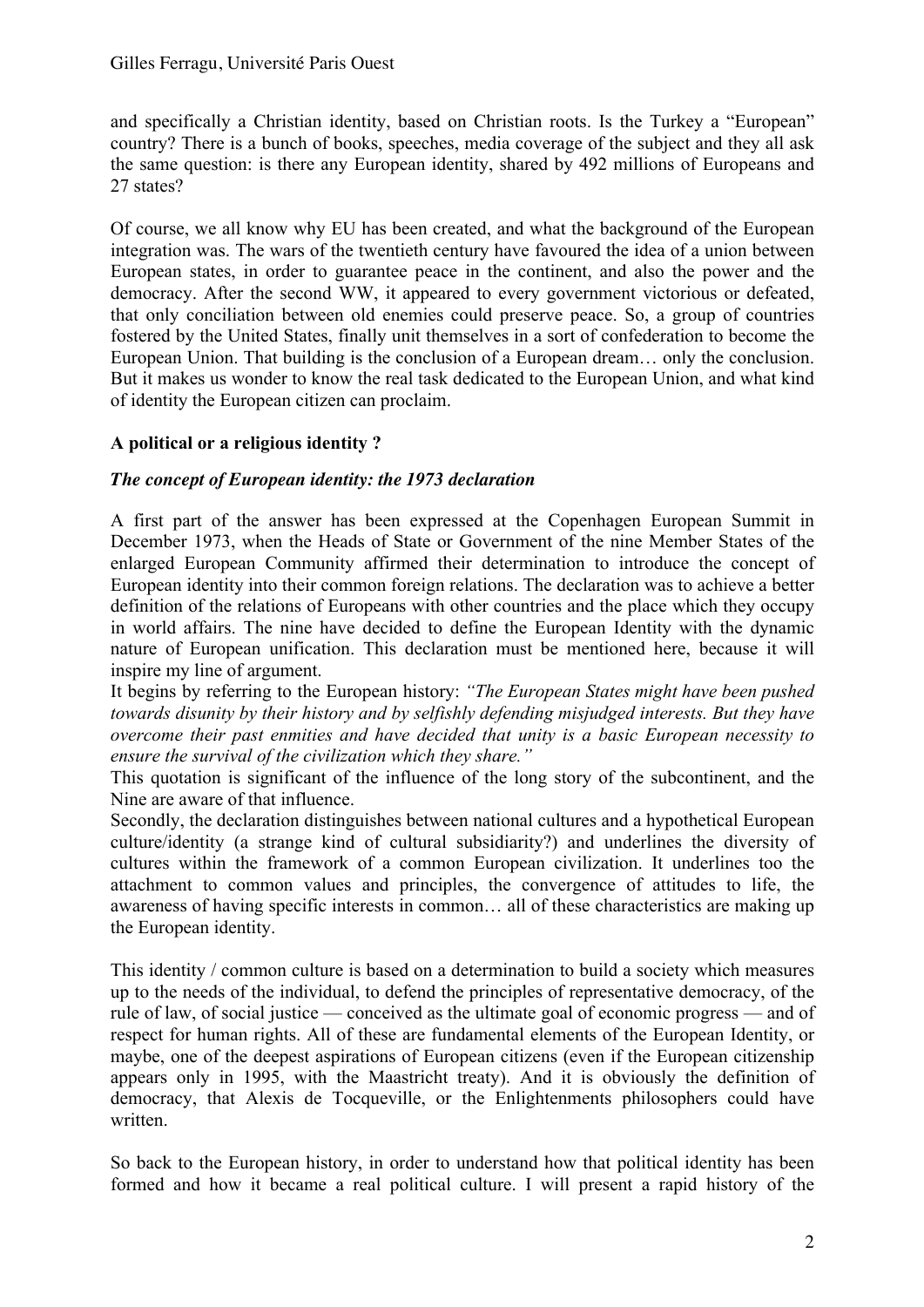and specifically a Christian identity, based on Christian roots. Is the Turkey a "European" country? There is a bunch of books, speeches, media coverage of the subject and they all ask the same question: is there any European identity, shared by 492 millions of Europeans and 27 states?

Of course, we all know why EU has been created, and what the background of the European integration was. The wars of the twentieth century have favoured the idea of a union between European states, in order to guarantee peace in the continent, and also the power and the democracy. After the second WW, it appeared to every government victorious or defeated, that only conciliation between old enemies could preserve peace. So, a group of countries fostered by the United States, finally unit themselves in a sort of confederation to become the European Union. That building is the conclusion of a European dream… only the conclusion. But it makes us wonder to know the real task dedicated to the European Union, and what kind of identity the European citizen can proclaim.

**A political or a religious identity ?**

***The concept of European identity: the 1973 declaration***

A first part of the answer has been expressed at the Copenhagen European Summit in December 1973, when the Heads of State or Government of the nine Member States of the enlarged European Community affirmed their determination to introduce the concept of European identity into their common foreign relations. The declaration was to achieve a better definition of the relations of Europeans with other countries and the place which they occupy in world affairs. The nine have decided to define the European Identity with the dynamic nature of European unification. This declaration must be mentioned here, because it will inspire my line of argument.

It begins by referring to the European history: *"The European States might have been pushed towards disunity by their history and by selfishly defending misjudged interests. But they have overcome their past enmities and have decided that unity is a basic European necessity to ensure the survival of the civilization which they share."*

This quotation is significant of the influence of the long story of the subcontinent, and the Nine are aware of that influence.

Secondly, the declaration distinguishes between national cultures and a hypothetical European culture/identity (a strange kind of cultural subsidiarity?) and underlines the diversity of cultures within the framework of a common European civilization. It underlines too the attachment to common values and principles, the convergence of attitudes to life, the awareness of having specific interests in common… all of these characteristics are making up the European identity.

This identity / common culture is based on a determination to build a society which measures up to the needs of the individual, to defend the principles of representative democracy, of the rule of law, of social justice — conceived as the ultimate goal of economic progress — and of respect for human rights. All of these are fundamental elements of the European Identity, or maybe, one of the deepest aspirations of European citizens (even if the European citizenship appears only in 1995, with the Maastricht treaty). And it is obviously the definition of democracy, that Alexis de Tocqueville, or the Enlightenments philosophers could have written.

So back to the European history, in order to understand how that political identity has been formed and how it became a real political culture. I will present a rapid history of the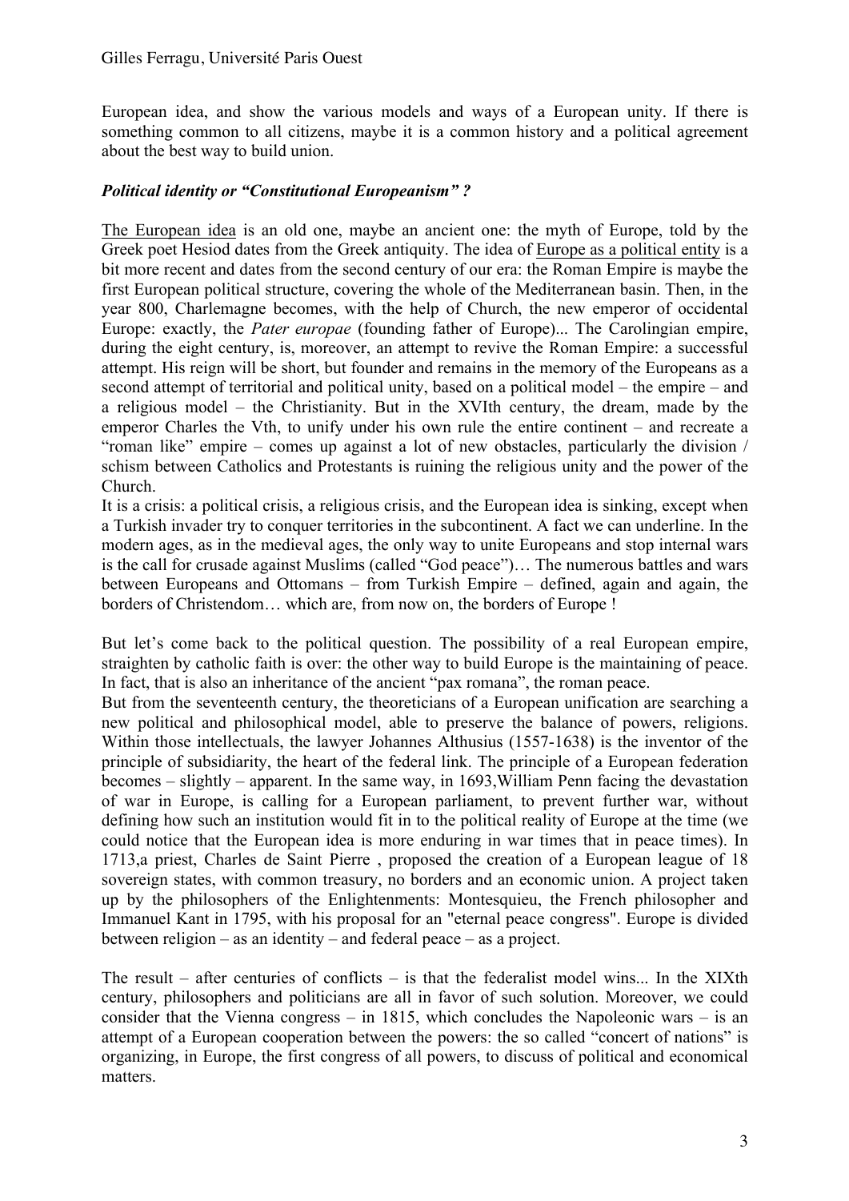European idea, and show the various models and ways of a European unity. If there is something common to all citizens, maybe it is a common history and a political agreement about the best way to build union.

***Political identity or "Constitutional Europeanism" ?***

The European idea is an old one, maybe an ancient one: the myth of Europe, told by the Greek poet Hesiod dates from the Greek antiquity. The idea of Europe as a political entity is a bit more recent and dates from the second century of our era: the Roman Empire is maybe the first European political structure, covering the whole of the Mediterranean basin. Then, in the year 800, Charlemagne becomes, with the help of Church, the new emperor of occidental Europe: exactly, the *Pater europae* (founding father of Europe)... The Carolingian empire, during the eight century, is, moreover, an attempt to revive the Roman Empire: a successful attempt. His reign will be short, but founder and remains in the memory of the Europeans as a second attempt of territorial and political unity, based on a political model – the empire – and a religious model – the Christianity. But in the XVIth century, the dream, made by the emperor Charles the Vth, to unify under his own rule the entire continent – and recreate a "roman like" empire – comes up against a lot of new obstacles, particularly the division / schism between Catholics and Protestants is ruining the religious unity and the power of the Church.

It is a crisis: a political crisis, a religious crisis, and the European idea is sinking, except when a Turkish invader try to conquer territories in the subcontinent. A fact we can underline. In the modern ages, as in the medieval ages, the only way to unite Europeans and stop internal wars is the call for crusade against Muslims (called "God peace")… The numerous battles and wars between Europeans and Ottomans – from Turkish Empire – defined, again and again, the borders of Christendom… which are, from now on, the borders of Europe !

But let's come back to the political question. The possibility of a real European empire, straighten by catholic faith is over: the other way to build Europe is the maintaining of peace. In fact, that is also an inheritance of the ancient "pax romana", the roman peace.

But from the seventeenth century, the theoreticians of a European unification are searching a new political and philosophical model, able to preserve the balance of powers, religions. Within those intellectuals, the lawyer Johannes Althusius (1557-1638) is the inventor of the principle of subsidiarity, the heart of the federal link. The principle of a European federation becomes – slightly – apparent. In the same way, in 1693,William Penn facing the devastation of war in Europe, is calling for a European parliament, to prevent further war, without defining how such an institution would fit in to the political reality of Europe at the time (we could notice that the European idea is more enduring in war times that in peace times). In 1713,a priest, Charles de Saint Pierre , proposed the creation of a European league of 18 sovereign states, with common treasury, no borders and an economic union. A project taken up by the philosophers of the Enlightenments: Montesquieu, the French philosopher and Immanuel Kant in 1795, with his proposal for an "eternal peace congress". Europe is divided between religion – as an identity – and federal peace – as a project.

The result – after centuries of conflicts – is that the federalist model wins... In the XIXth century, philosophers and politicians are all in favor of such solution. Moreover, we could consider that the Vienna congress – in 1815, which concludes the Napoleonic wars – is an attempt of a European cooperation between the powers: the so called "concert of nations" is organizing, in Europe, the first congress of all powers, to discuss of political and economical matters.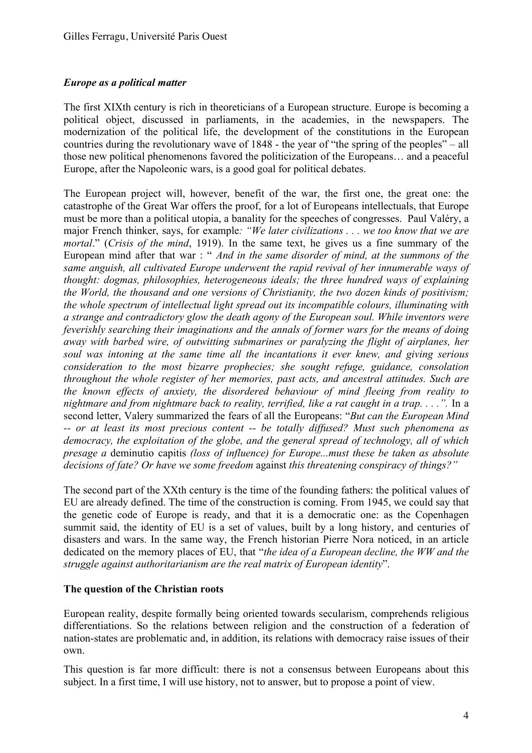***Europe as a political matter***

The first XIXth century is rich in theoreticians of a European structure. Europe is becoming a political object, discussed in parliaments, in the academies, in the newspapers. The modernization of the political life, the development of the constitutions in the European countries during the revolutionary wave of 1848 - the year of "the spring of the peoples" – all those new political phenomenons favored the politicization of the Europeans… and a peaceful Europe, after the Napoleonic wars, is a good goal for political debates.

The European project will, however, benefit of the war, the first one, the great one: the catastrophe of the Great War offers the proof, for a lot of Europeans intellectuals, that Europe must be more than a political utopia, a banality for the speeches of congresses. Paul Valéry, a major French thinker, says, for example*: "We later civilizations . . . we too know that we are mortal*." (*Crisis of the mind*, 1919). In the same text, he gives us a fine summary of the European mind after that war : " *And in the same disorder of mind, at the summons of the same anguish, all cultivated Europe underwent the rapid revival of her innumerable ways of thought: dogmas, philosophies, heterogeneous ideals; the three hundred ways of explaining the World, the thousand and one versions of Christianity, the two dozen kinds of positivism; the whole spectrum of intellectual light spread out its incompatible colours, illuminating with a strange and contradictory glow the death agony of the European soul. While inventors were feverishly searching their imaginations and the annals of former wars for the means of doing away with barbed wire, of outwitting submarines or paralyzing the flight of airplanes, her soul was intoning at the same time all the incantations it ever knew, and giving serious consideration to the most bizarre prophecies; she sought refuge, guidance, consolation throughout the whole register of her memories, past acts, and ancestral attitudes. Such are the known effects of anxiety, the disordered behaviour of mind fleeing from reality to nightmare and from nightmare back to reality, terrified, like a rat caught in a trap. . . .".* In a second letter, Valery summarized the fears of all the Europeans: "*But can the European Mind -- or at least its most precious content -- be totally diffused? Must such phenomena as democracy, the exploitation of the globe, and the general spread of technology, all of which presage a* deminutio capitis *(loss of influence) for Europe...must these be taken as absolute decisions of fate? Or have we some freedom* against *this threatening conspiracy of things?"*

The second part of the XXth century is the time of the founding fathers: the political values of EU are already defined. The time of the construction is coming. From 1945, we could say that the genetic code of Europe is ready, and that it is a democratic one: as the Copenhagen summit said, the identity of EU is a set of values, built by a long history, and centuries of disasters and wars. In the same way, the French historian Pierre Nora noticed, in an article dedicated on the memory places of EU, that "*the idea of a European decline, the WW and the struggle against authoritarianism are the real matrix of European identity*".

**The question of the Christian roots**

European reality, despite formally being oriented towards secularism, comprehends religious differentiations. So the relations between religion and the construction of a federation of nation-states are problematic and, in addition, its relations with democracy raise issues of their own.

This question is far more difficult: there is not a consensus between Europeans about this subject. In a first time, I will use history, not to answer, but to propose a point of view.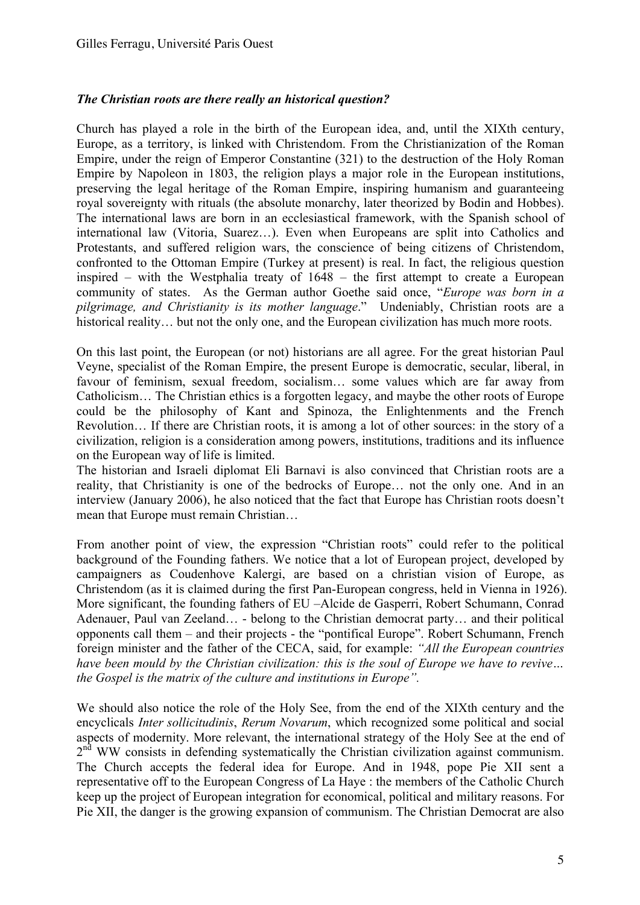***The Christian roots are there really an historical question?***

Church has played a role in the birth of the European idea, and, until the XIXth century, Europe, as a territory, is linked with Christendom. From the Christianization of the Roman Empire, under the reign of Emperor Constantine (321) to the destruction of the Holy Roman Empire by Napoleon in 1803, the religion plays a major role in the European institutions, preserving the legal heritage of the Roman Empire, inspiring humanism and guaranteeing royal sovereignty with rituals (the absolute monarchy, later theorized by Bodin and Hobbes). The international laws are born in an ecclesiastical framework, with the Spanish school of international law (Vitoria, Suarez…). Even when Europeans are split into Catholics and Protestants, and suffered religion wars, the conscience of being citizens of Christendom, confronted to the Ottoman Empire (Turkey at present) is real. In fact, the religious question inspired – with the Westphalia treaty of 1648 – the first attempt to create a European community of states. As the German author Goethe said once, "*Europe was born in a pilgrimage, and Christianity is its mother language*." Undeniably, Christian roots are a historical reality… but not the only one, and the European civilization has much more roots.

On this last point, the European (or not) historians are all agree. For the great historian Paul Veyne, specialist of the Roman Empire, the present Europe is democratic, secular, liberal, in favour of feminism, sexual freedom, socialism… some values which are far away from Catholicism… The Christian ethics is a forgotten legacy, and maybe the other roots of Europe could be the philosophy of Kant and Spinoza, the Enlightenments and the French Revolution… If there are Christian roots, it is among a lot of other sources: in the story of a civilization, religion is a consideration among powers, institutions, traditions and its influence on the European way of life is limited.
The historian and Israeli diplomat Eli Barnavi is also convinced that Christian roots are a reality, that Christianity is one of the bedrocks of Europe… not the only one. And in an interview (January 2006), he also noticed that the fact that Europe has Christian roots doesn't mean that Europe must remain Christian…

From another point of view, the expression "Christian roots" could refer to the political background of the Founding fathers. We notice that a lot of European project, developed by campaigners as Coudenhove Kalergi, are based on a christian vision of Europe, as Christendom (as it is claimed during the first Pan-European congress, held in Vienna in 1926). More significant, the founding fathers of EU –Alcide de Gasperri, Robert Schumann, Conrad Adenauer, Paul van Zeeland… - belong to the Christian democrat party… and their political opponents call them – and their projects - the "pontifical Europe". Robert Schumann, French foreign minister and the father of the CECA, said, for example: *"All the European countries have been mould by the Christian civilization: this is the soul of Europe we have to revive… the Gospel is the matrix of the culture and institutions in Europe".*

We should also notice the role of the Holy See, from the end of the XIXth century and the encyclicals *Inter sollicitudinis*, *Rerum Novarum*, which recognized some political and social aspects of modernity. More relevant, the international strategy of the Holy See at the end of 2nd WW consists in defending systematically the Christian civilization against communism. The Church accepts the federal idea for Europe. And in 1948, pope Pie XII sent a representative off to the European Congress of La Haye : the members of the Catholic Church keep up the project of European integration for economical, political and military reasons. For Pie XII, the danger is the growing expansion of communism. The Christian Democrat are also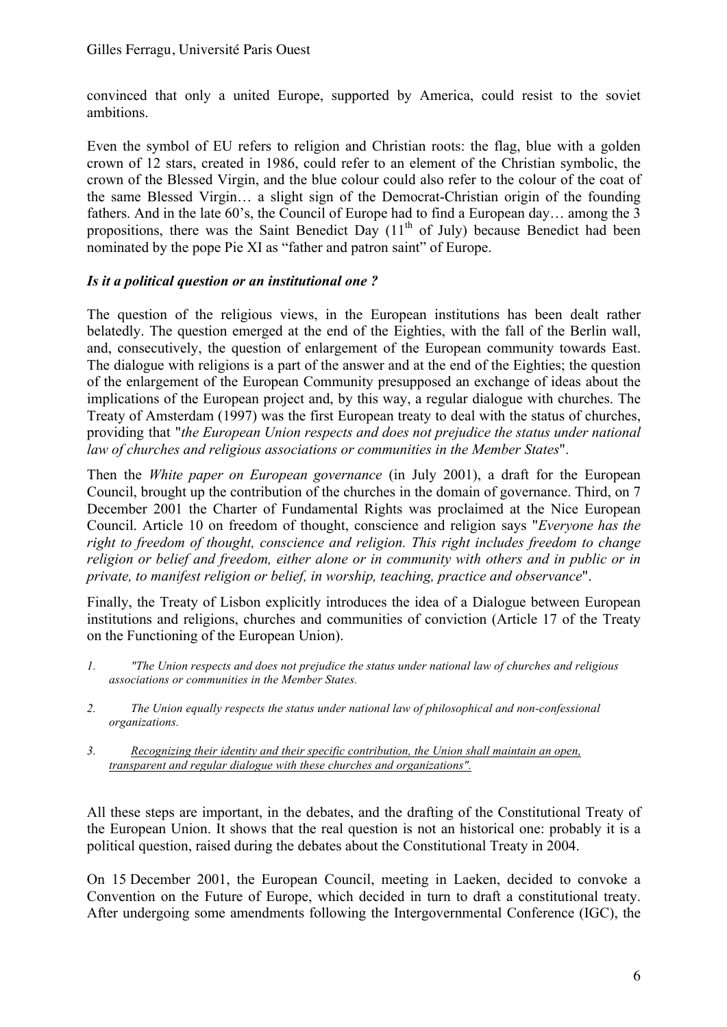convinced that only a united Europe, supported by America, could resist to the soviet ambitions.

Even the symbol of EU refers to religion and Christian roots: the flag, blue with a golden crown of 12 stars, created in 1986, could refer to an element of the Christian symbolic, the crown of the Blessed Virgin, and the blue colour could also refer to the colour of the coat of the same Blessed Virgin… a slight sign of the Democrat-Christian origin of the founding fathers. And in the late 60's, the Council of Europe had to find a European day… among the 3 propositions, there was the Saint Benedict Day (11th of July) because Benedict had been nominated by the pope Pie XI as "father and patron saint" of Europe.

***Is it a political question or an institutional one ?***

The question of the religious views, in the European institutions has been dealt rather belatedly. The question emerged at the end of the Eighties, with the fall of the Berlin wall, and, consecutively, the question of enlargement of the European community towards East. The dialogue with religions is a part of the answer and at the end of the Eighties; the question of the enlargement of the European Community presupposed an exchange of ideas about the implications of the European project and, by this way, a regular dialogue with churches. The Treaty of Amsterdam (1997) was the first European treaty to deal with the status of churches, providing that "*the European Union respects and does not prejudice the status under national law of churches and religious associations or communities in the Member States*".

Then the *White paper on European governance* (in July 2001), a draft for the European Council, brought up the contribution of the churches in the domain of governance. Third, on 7 December 2001 the Charter of Fundamental Rights was proclaimed at the Nice European Council. Article 10 on freedom of thought, conscience and religion says "*Everyone has the right to freedom of thought, conscience and religion. This right includes freedom to change religion or belief and freedom, either alone or in community with others and in public or in private, to manifest religion or belief, in worship, teaching, practice and observance*".

Finally, the Treaty of Lisbon explicitly introduces the idea of a Dialogue between European institutions and religions, churches and communities of conviction (Article 17 of the Treaty on the Functioning of the European Union).

1. *"The Union respects and does not prejudice the status under national law of churches and religious associations or communities in the Member States.*
2. *The Union equally respects the status under national law of philosophical and non-confessional organizations.*
3. *Recognizing their identity and their specific contribution, the Union shall maintain an open, transparent and regular dialogue with these churches and organizations".*

All these steps are important, in the debates, and the drafting of the Constitutional Treaty of the European Union. It shows that the real question is not an historical one: probably it is a political question, raised during the debates about the Constitutional Treaty in 2004.

On 15 December 2001, the European Council, meeting in Laeken, decided to convoke a Convention on the Future of Europe, which decided in turn to draft a constitutional treaty. After undergoing some amendments following the Intergovernmental Conference (IGC), the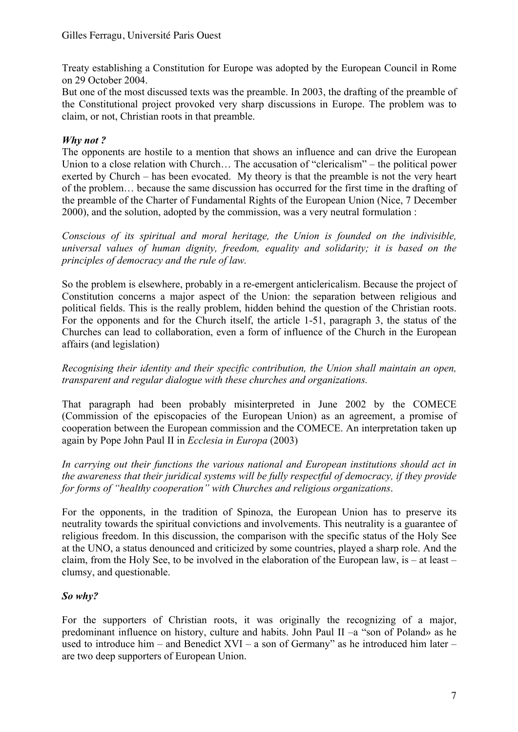Treaty establishing a Constitution for Europe was adopted by the European Council in Rome on 29 October 2004.

But one of the most discussed texts was the preamble. In 2003, the drafting of the preamble of the Constitutional project provoked very sharp discussions in Europe. The problem was to claim, or not, Christian roots in that preamble.

***Why not ?***

The opponents are hostile to a mention that shows an influence and can drive the European Union to a close relation with Church… The accusation of "clericalism" – the political power exerted by Church – has been evocated. My theory is that the preamble is not the very heart of the problem… because the same discussion has occurred for the first time in the drafting of the preamble of the Charter of Fundamental Rights of the European Union (Nice, 7 December 2000), and the solution, adopted by the commission, was a very neutral formulation :

*Conscious of its spiritual and moral heritage, the Union is founded on the indivisible, universal values of human dignity, freedom, equality and solidarity; it is based on the principles of democracy and the rule of law.*

So the problem is elsewhere, probably in a re-emergent anticlericalism. Because the project of Constitution concerns a major aspect of the Union: the separation between religious and political fields. This is the really problem, hidden behind the question of the Christian roots. For the opponents and for the Church itself, the article 1-51, paragraph 3, the status of the Churches can lead to collaboration, even a form of influence of the Church in the European affairs (and legislation)

*Recognising their identity and their specific contribution, the Union shall maintain an open, transparent and regular dialogue with these churches and organizations.*

That paragraph had been probably misinterpreted in June 2002 by the COMECE (Commission of the episcopacies of the European Union) as an agreement, a promise of cooperation between the European commission and the COMECE. An interpretation taken up again by Pope John Paul II in *Ecclesia in Europa* (2003)

*In carrying out their functions the various national and European institutions should act in the awareness that their juridical systems will be fully respectful of democracy, if they provide for forms of "healthy cooperation" with Churches and religious organizations.*

For the opponents, in the tradition of Spinoza, the European Union has to preserve its neutrality towards the spiritual convictions and involvements. This neutrality is a guarantee of religious freedom. In this discussion, the comparison with the specific status of the Holy See at the UNO, a status denounced and criticized by some countries, played a sharp role. And the claim, from the Holy See, to be involved in the elaboration of the European law, is – at least – clumsy, and questionable.

***So why?***

For the supporters of Christian roots, it was originally the recognizing of a major, predominant influence on history, culture and habits. John Paul II –a "son of Poland» as he used to introduce him – and Benedict XVI – a son of Germany" as he introduced him later – are two deep supporters of European Union.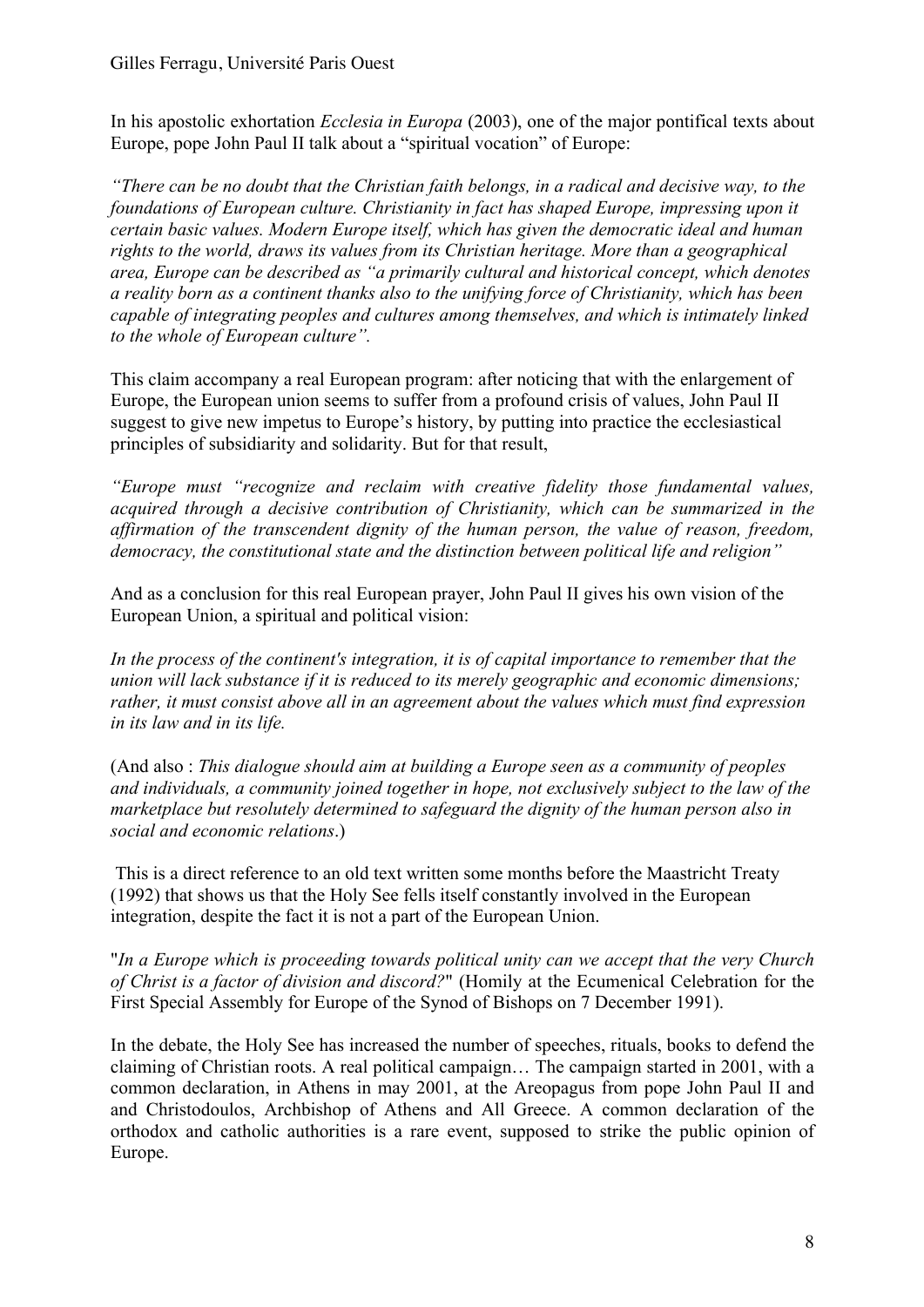In his apostolic exhortation *Ecclesia in Europa* (2003), one of the major pontifical texts about Europe, pope John Paul II talk about a "spiritual vocation" of Europe:

*"There can be no doubt that the Christian faith belongs, in a radical and decisive way, to the foundations of European culture. Christianity in fact has shaped Europe, impressing upon it certain basic values. Modern Europe itself, which has given the democratic ideal and human rights to the world, draws its values from its Christian heritage. More than a geographical area, Europe can be described as "a primarily cultural and historical concept, which denotes a reality born as a continent thanks also to the unifying force of Christianity, which has been capable of integrating peoples and cultures among themselves, and which is intimately linked to the whole of European culture".*

This claim accompany a real European program: after noticing that with the enlargement of Europe, the European union seems to suffer from a profound crisis of values, John Paul II suggest to give new impetus to Europe's history, by putting into practice the ecclesiastical principles of subsidiarity and solidarity. But for that result,

*"Europe must "recognize and reclaim with creative fidelity those fundamental values, acquired through a decisive contribution of Christianity, which can be summarized in the affirmation of the transcendent dignity of the human person, the value of reason, freedom, democracy, the constitutional state and the distinction between political life and religion"*

And as a conclusion for this real European prayer, John Paul II gives his own vision of the European Union, a spiritual and political vision:

*In the process of the continent's integration, it is of capital importance to remember that the union will lack substance if it is reduced to its merely geographic and economic dimensions; rather, it must consist above all in an agreement about the values which must find expression in its law and in its life.*

(And also : *This dialogue should aim at building a Europe seen as a community of peoples and individuals, a community joined together in hope, not exclusively subject to the law of the marketplace but resolutely determined to safeguard the dignity of the human person also in social and economic relations*.)

This is a direct reference to an old text written some months before the Maastricht Treaty (1992) that shows us that the Holy See fells itself constantly involved in the European integration, despite the fact it is not a part of the European Union.

"*In a Europe which is proceeding towards political unity can we accept that the very Church of Christ is a factor of division and discord?*" (Homily at the Ecumenical Celebration for the First Special Assembly for Europe of the Synod of Bishops on 7 December 1991).

In the debate, the Holy See has increased the number of speeches, rituals, books to defend the claiming of Christian roots. A real political campaign… The campaign started in 2001, with a common declaration, in Athens in may 2001, at the Areopagus from pope John Paul II and and Christodoulos, Archbishop of Athens and All Greece. A common declaration of the orthodox and catholic authorities is a rare event, supposed to strike the public opinion of Europe.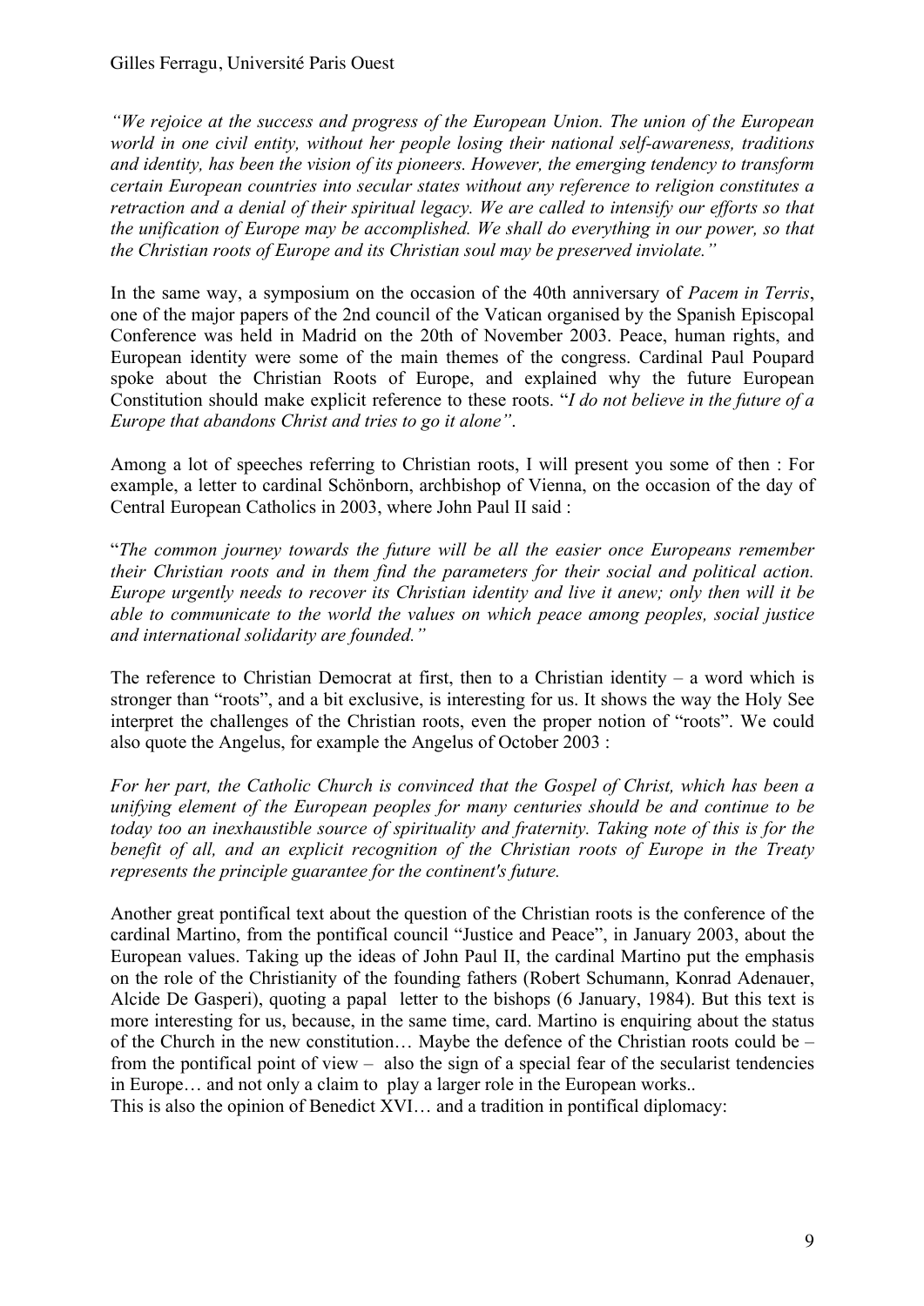*"We rejoice at the success and progress of the European Union. The union of the European world in one civil entity, without her people losing their national self-awareness, traditions and identity, has been the vision of its pioneers. However, the emerging tendency to transform certain European countries into secular states without any reference to religion constitutes a retraction and a denial of their spiritual legacy. We are called to intensify our efforts so that the unification of Europe may be accomplished. We shall do everything in our power, so that the Christian roots of Europe and its Christian soul may be preserved inviolate."*

In the same way, a symposium on the occasion of the 40th anniversary of *Pacem in Terris*, one of the major papers of the 2nd council of the Vatican organised by the Spanish Episcopal Conference was held in Madrid on the 20th of November 2003. Peace, human rights, and European identity were some of the main themes of the congress. Cardinal Paul Poupard spoke about the Christian Roots of Europe, and explained why the future European Constitution should make explicit reference to these roots. "*I do not believe in the future of a Europe that abandons Christ and tries to go it alone"*.

Among a lot of speeches referring to Christian roots, I will present you some of then : For example, a letter to cardinal Schönborn, archbishop of Vienna, on the occasion of the day of Central European Catholics in 2003, where John Paul II said :

"*The common journey towards the future will be all the easier once Europeans remember their Christian roots and in them find the parameters for their social and political action. Europe urgently needs to recover its Christian identity and live it anew; only then will it be able to communicate to the world the values on which peace among peoples, social justice and international solidarity are founded."*

The reference to Christian Democrat at first, then to a Christian identity – a word which is stronger than "roots", and a bit exclusive, is interesting for us. It shows the way the Holy See interpret the challenges of the Christian roots, even the proper notion of "roots". We could also quote the Angelus, for example the Angelus of October 2003 :

*For her part, the Catholic Church is convinced that the Gospel of Christ, which has been a unifying element of the European peoples for many centuries should be and continue to be today too an inexhaustible source of spirituality and fraternity. Taking note of this is for the benefit of all, and an explicit recognition of the Christian roots of Europe in the Treaty represents the principle guarantee for the continent's future.*

Another great pontifical text about the question of the Christian roots is the conference of the cardinal Martino, from the pontifical council "Justice and Peace", in January 2003, about the European values. Taking up the ideas of John Paul II, the cardinal Martino put the emphasis on the role of the Christianity of the founding fathers (Robert Schumann, Konrad Adenauer, Alcide De Gasperi), quoting a papal letter to the bishops (6 January, 1984). But this text is more interesting for us, because, in the same time, card. Martino is enquiring about the status of the Church in the new constitution… Maybe the defence of the Christian roots could be – from the pontifical point of view – also the sign of a special fear of the secularist tendencies in Europe… and not only a claim to play a larger role in the European works..
This is also the opinion of Benedict XVI… and a tradition in pontifical diplomacy: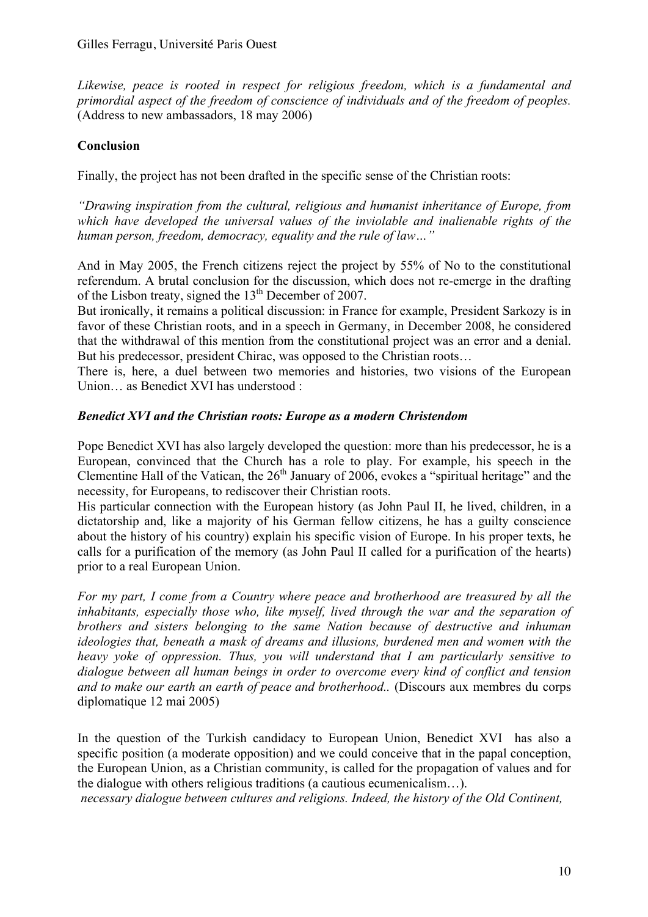*Likewise, peace is rooted in respect for religious freedom, which is a fundamental and primordial aspect of the freedom of conscience of individuals and of the freedom of peoples.* (Address to new ambassadors, 18 may 2006)

## Conclusion

Finally, the project has not been drafted in the specific sense of the Christian roots:

*"Drawing inspiration from the cultural, religious and humanist inheritance of Europe, from which have developed the universal values of the inviolable and inalienable rights of the human person, freedom, democracy, equality and the rule of law…"*

And in May 2005, the French citizens reject the project by 55% of No to the constitutional referendum. A brutal conclusion for the discussion, which does not re-emerge in the drafting of the Lisbon treaty, signed the 13th December of 2007.
But ironically, it remains a political discussion: in France for example, President Sarkozy is in favor of these Christian roots, and in a speech in Germany, in December 2008, he considered that the withdrawal of this mention from the constitutional project was an error and a denial. But his predecessor, president Chirac, was opposed to the Christian roots…
There is, here, a duel between two memories and histories, two visions of the European Union… as Benedict XVI has understood :

### *Benedict XVI and the Christian roots: Europe as a modern Christendom*

Pope Benedict XVI has also largely developed the question: more than his predecessor, he is a European, convinced that the Church has a role to play. For example, his speech in the Clementine Hall of the Vatican, the 26th January of 2006, evokes a "spiritual heritage" and the necessity, for Europeans, to rediscover their Christian roots.
His particular connection with the European history (as John Paul II, he lived, children, in a dictatorship and, like a majority of his German fellow citizens, he has a guilty conscience about the history of his country) explain his specific vision of Europe. In his proper texts, he calls for a purification of the memory (as John Paul II called for a purification of the hearts) prior to a real European Union.

*For my part, I come from a Country where peace and brotherhood are treasured by all the inhabitants, especially those who, like myself, lived through the war and the separation of brothers and sisters belonging to the same Nation because of destructive and inhuman ideologies that, beneath a mask of dreams and illusions, burdened men and women with the heavy yoke of oppression. Thus, you will understand that I am particularly sensitive to dialogue between all human beings in order to overcome every kind of conflict and tension and to make our earth an earth of peace and brotherhood..* (Discours aux membres du corps diplomatique 12 mai 2005)

In the question of the Turkish candidacy to European Union, Benedict XVI has also a specific position (a moderate opposition) and we could conceive that in the papal conception, the European Union, as a Christian community, is called for the propagation of values and for the dialogue with others religious traditions (a cautious ecumenicalism…).
*necessary dialogue between cultures and religions. Indeed, the history of the Old Continent,*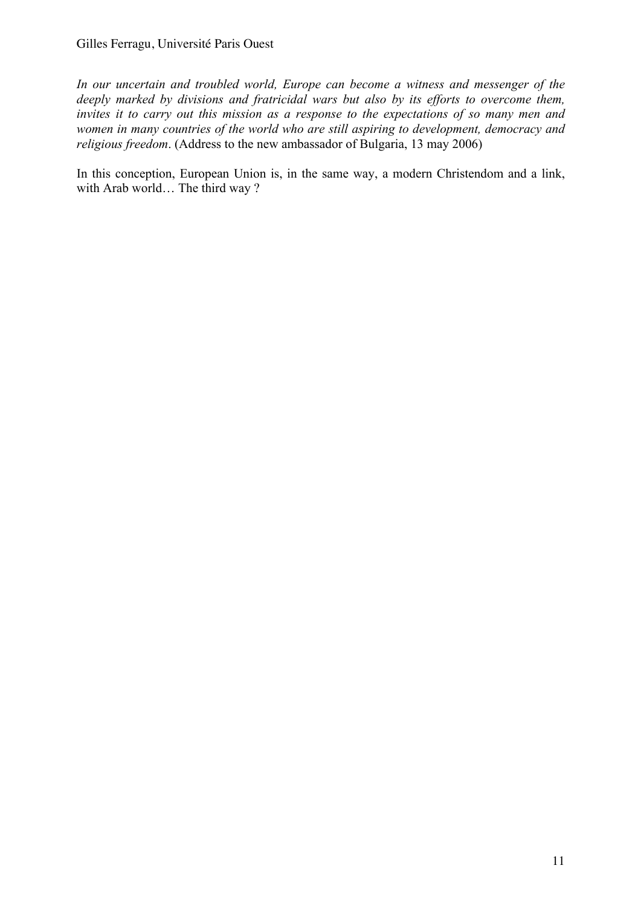*In our uncertain and troubled world, Europe can become a witness and messenger of the deeply marked by divisions and fratricidal wars but also by its efforts to overcome them, invites it to carry out this mission as a response to the expectations of so many men and women in many countries of the world who are still aspiring to development, democracy and religious freedom*. (Address to the new ambassador of Bulgaria, 13 may 2006)

In this conception, European Union is, in the same way, a modern Christendom and a link, with Arab world… The third way ?